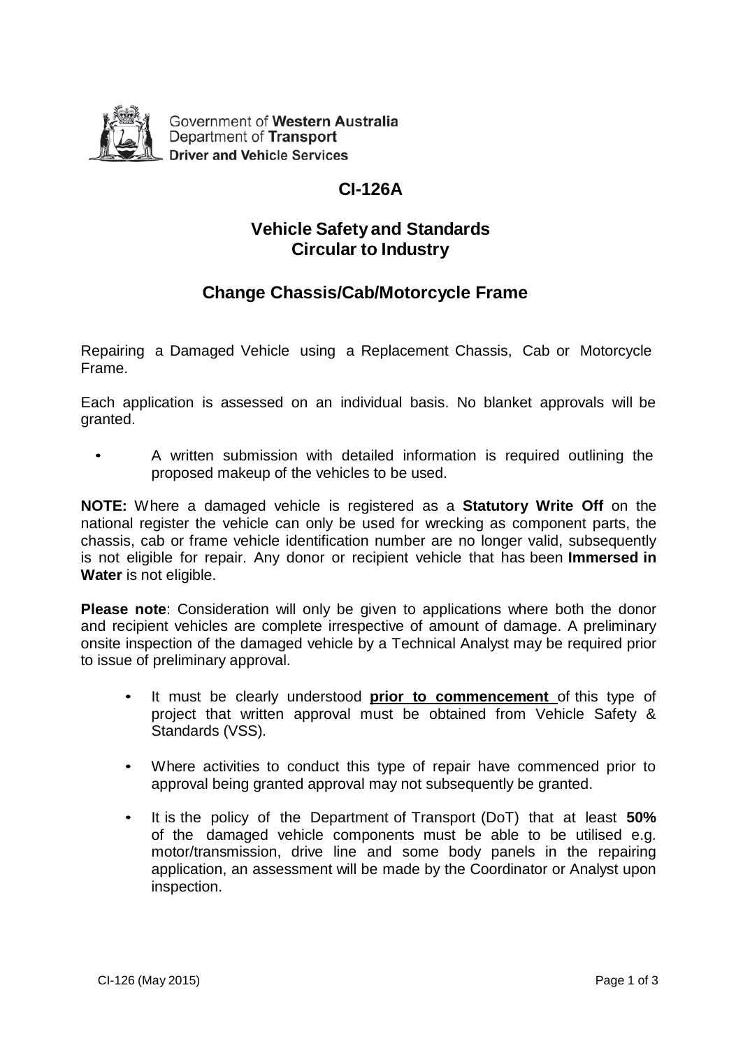Government of **Western Australia**
Department of **Transport**
**Driver and Vehicle Services**

# CI-126A

## Vehicle Safety and Standards
## Circular to Industry

## Change Chassis/Cab/Motorcycle Frame

Repairing a Damaged Vehicle using a Replacement Chassis, Cab or Motorcycle Frame.

Each application is assessed on an individual basis. No blanket approvals will be granted.

- A written submission with detailed information is required outlining the proposed makeup of the vehicles to be used.

**NOTE:** Where a damaged vehicle is registered as a **Statutory Write Off** on the national register the vehicle can only be used for wrecking as component parts, the chassis, cab or frame vehicle identification number are no longer valid, subsequently is not eligible for repair. Any donor or recipient vehicle that has been **Immersed in Water** is not eligible.

**Please note**: Consideration will only be given to applications where both the donor and recipient vehicles are complete irrespective of amount of damage. A preliminary onsite inspection of the damaged vehicle by a Technical Analyst may be required prior to issue of preliminary approval.

- It must be clearly understood **prior to commencement** of this type of project that written approval must be obtained from Vehicle Safety & Standards (VSS).
- Where activities to conduct this type of repair have commenced prior to approval being granted approval may not subsequently be granted.
- It is the policy of the Department of Transport (DoT) that at least **50%** of the damaged vehicle components must be able to be utilised e.g. motor/transmission, drive line and some body panels in the repairing application, an assessment will be made by the Coordinator or Analyst upon inspection.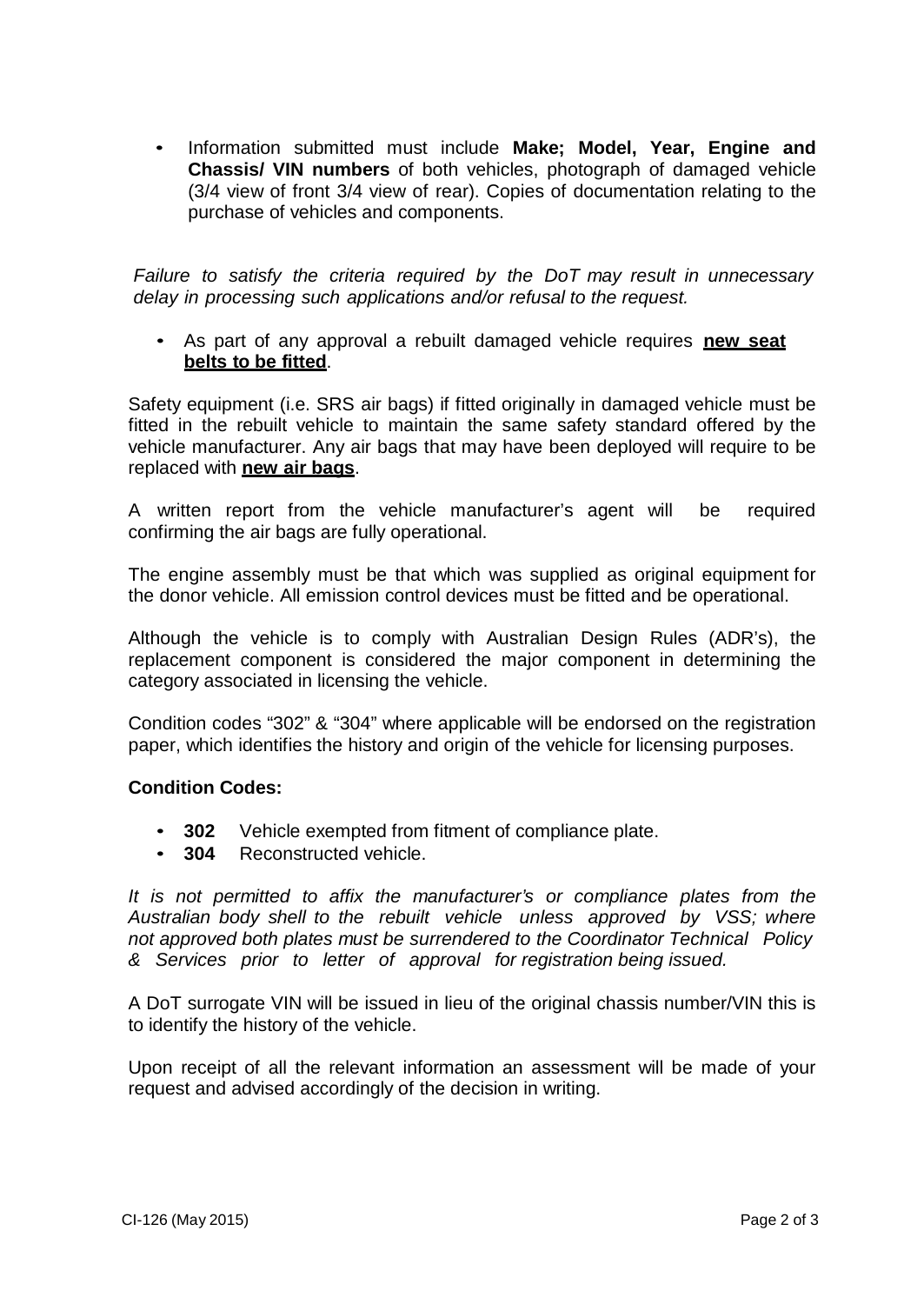- Information submitted must include **Make; Model, Year, Engine and Chassis/ VIN numbers** of both vehicles, photograph of damaged vehicle (3/4 view of front 3/4 view of rear). Copies of documentation relating to the purchase of vehicles and components.

*Failure to satisfy the criteria required by the DoT may result in unnecessary delay in processing such applications and/or refusal to the request.*

- As part of any approval a rebuilt damaged vehicle requires **<u>new seat belts to be fitted</u>**.

Safety equipment (i.e. SRS air bags) if fitted originally in damaged vehicle must be fitted in the rebuilt vehicle to maintain the same safety standard offered by the vehicle manufacturer. Any air bags that may have been deployed will require to be replaced with **<u>new air bags</u>**.

A written report from the vehicle manufacturer's agent will be required confirming the air bags are fully operational.

The engine assembly must be that which was supplied as original equipment for the donor vehicle. All emission control devices must be fitted and be operational.

Although the vehicle is to comply with Australian Design Rules (ADR's), the replacement component is considered the major component in determining the category associated in licensing the vehicle.

Condition codes "302" & "304" where applicable will be endorsed on the registration paper, which identifies the history and origin of the vehicle for licensing purposes.

**Condition Codes:**

- **302** Vehicle exempted from fitment of compliance plate.
- **304** Reconstructed vehicle.

*It is not permitted to affix the manufacturer's or compliance plates from the Australian body shell to the rebuilt vehicle unless approved by VSS; where not approved both plates must be surrendered to the Coordinator Technical Policy & Services prior to letter of approval for registration being issued.*

A DoT surrogate VIN will be issued in lieu of the original chassis number/VIN this is to identify the history of the vehicle.

Upon receipt of all the relevant information an assessment will be made of your request and advised accordingly of the decision in writing.

CI-126 (May 2015)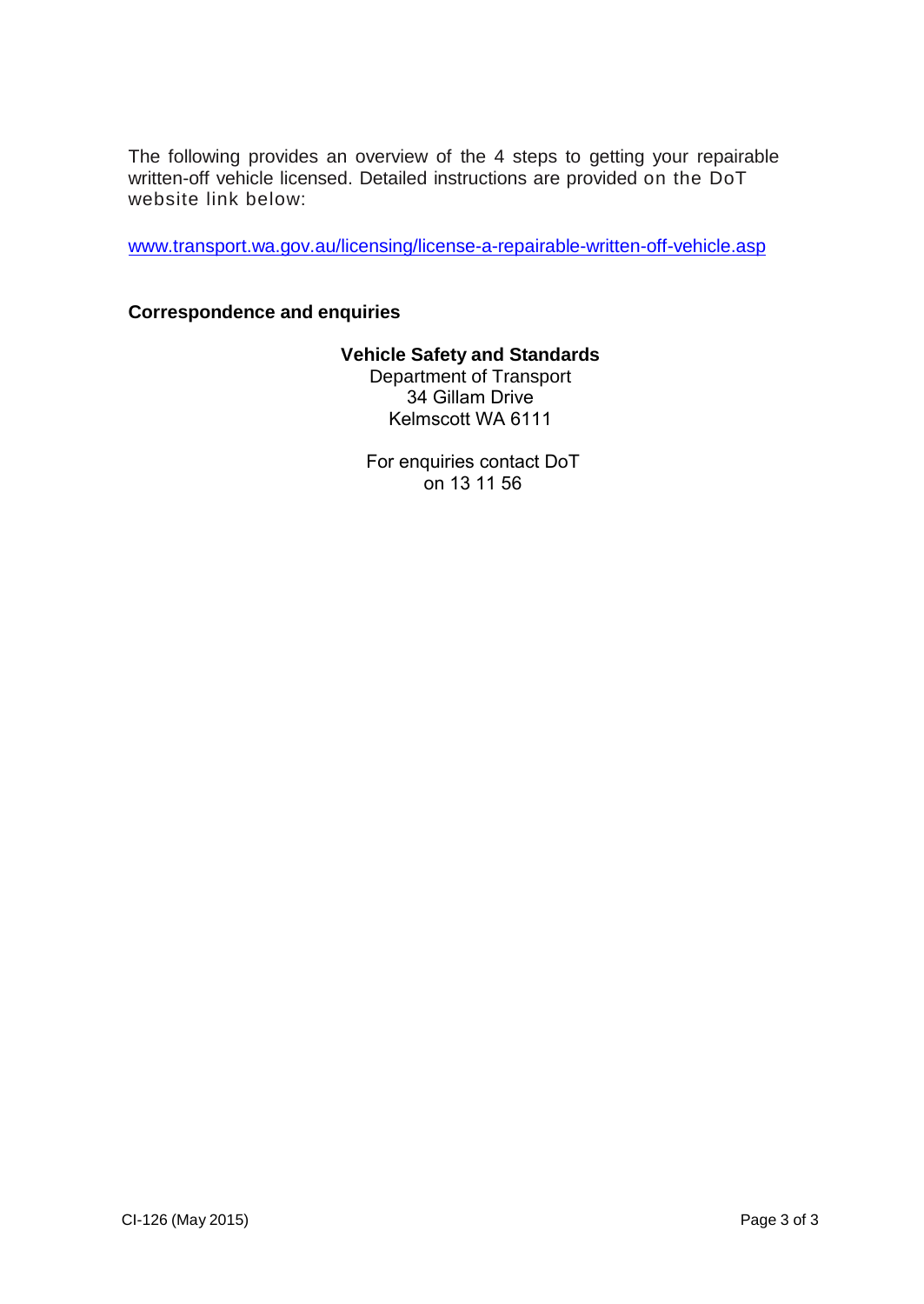The following provides an overview of the 4 steps to getting your repairable written-off vehicle licensed. Detailed instructions are provided on the DoT website link below:

[www.transport.wa.gov.au/licensing/license-a-repairable-written-off-vehicle.asp](http://www.transport.wa.gov.au/licensing/license-a-repairable-written-off-vehicle.asp)

## Correspondence and enquiries

**Vehicle Safety and Standards**
Department of Transport
34 Gillam Drive
Kelmscott WA 6111

For enquiries contact DoT
on 13 11 56

CI-126 (May 2015)